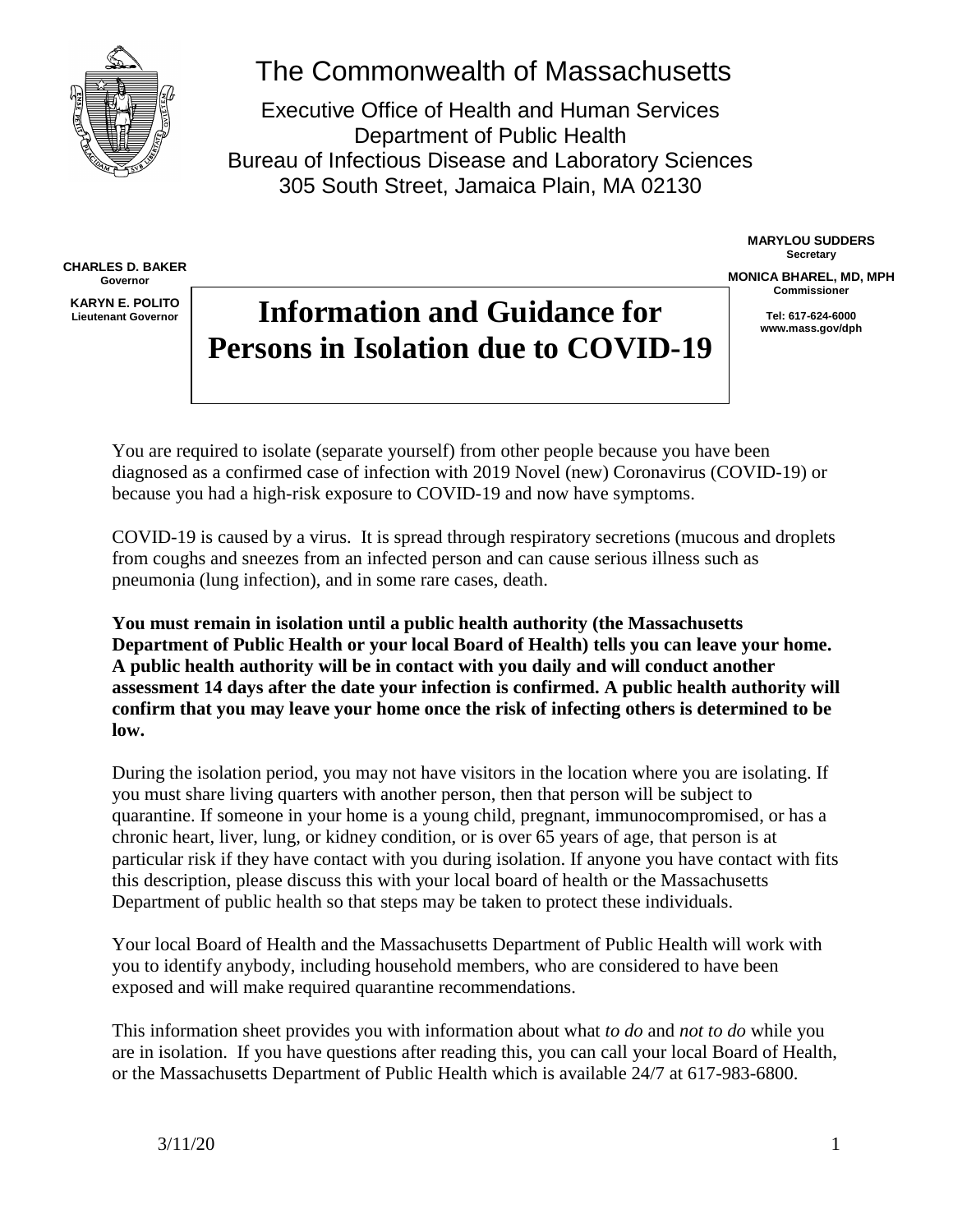# The Commonwealth of Massachusetts

Executive Office of Health and Human Services
Department of Public Health
Bureau of Infectious Disease and Laboratory Sciences
305 South Street, Jamaica Plain, MA 02130

**CHARLES D. BAKER**
**Governor**

**KARYN E. POLITO**
**Lieutenant Governor**

**MARYLOU SUDDERS**
**Secretary**

**MONICA BHAREL, MD, MPH**
**Commissioner**

**Tel: 617-624-6000**
**www.mass.gov/dph**

# Information and Guidance for Persons in Isolation due to COVID-19

You are required to isolate (separate yourself) from other people because you have been diagnosed as a confirmed case of infection with 2019 Novel (new) Coronavirus (COVID-19) or because you had a high-risk exposure to COVID-19 and now have symptoms.

COVID-19 is caused by a virus. It is spread through respiratory secretions (mucous and droplets from coughs and sneezes from an infected person and can cause serious illness such as pneumonia (lung infection), and in some rare cases, death.

**You must remain in isolation until a public health authority (the Massachusetts Department of Public Health or your local Board of Health) tells you can leave your home. A public health authority will be in contact with you daily and will conduct another assessment 14 days after the date your infection is confirmed. A public health authority will confirm that you may leave your home once the risk of infecting others is determined to be low.**

During the isolation period, you may not have visitors in the location where you are isolating. If you must share living quarters with another person, then that person will be subject to quarantine. If someone in your home is a young child, pregnant, immunocompromised, or has a chronic heart, liver, lung, or kidney condition, or is over 65 years of age, that person is at particular risk if they have contact with you during isolation. If anyone you have contact with fits this description, please discuss this with your local board of health or the Massachusetts Department of public health so that steps may be taken to protect these individuals.

Your local Board of Health and the Massachusetts Department of Public Health will work with you to identify anybody, including household members, who are considered to have been exposed and will make required quarantine recommendations.

This information sheet provides you with information about what *to do* and *not to do* while you are in isolation. If you have questions after reading this, you can call your local Board of Health, or the Massachusetts Department of Public Health which is available 24/7 at 617-983-6800.

3/11/20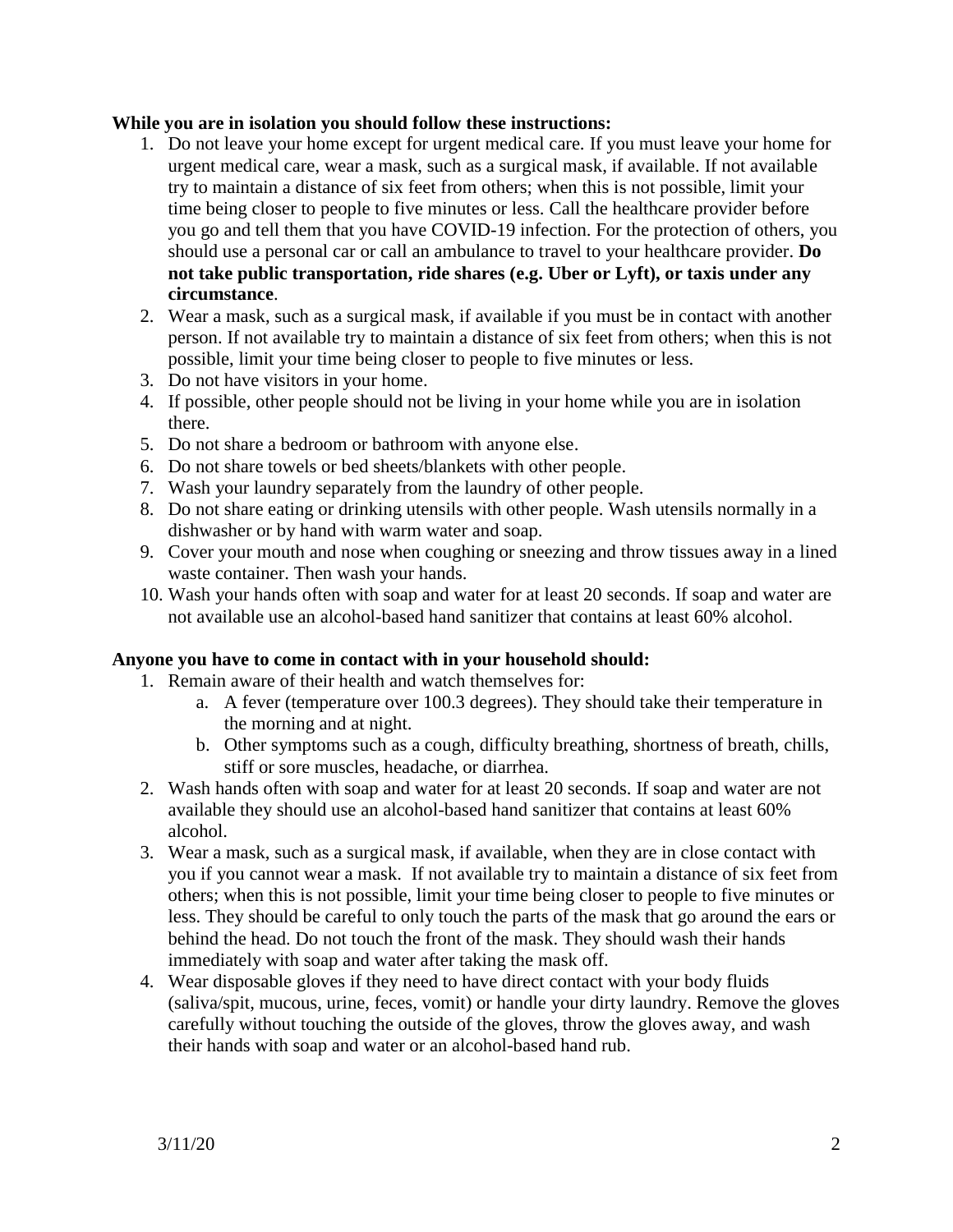**While you are in isolation you should follow these instructions:**

1. Do not leave your home except for urgent medical care. If you must leave your home for urgent medical care, wear a mask, such as a surgical mask, if available. If not available try to maintain a distance of six feet from others; when this is not possible, limit your time being closer to people to five minutes or less. Call the healthcare provider before you go and tell them that you have COVID-19 infection. For the protection of others, you should use a personal car or call an ambulance to travel to your healthcare provider. **Do not take public transportation, ride shares (e.g. Uber or Lyft), or taxis under any circumstance**.
2. Wear a mask, such as a surgical mask, if available if you must be in contact with another person. If not available try to maintain a distance of six feet from others; when this is not possible, limit your time being closer to people to five minutes or less.
3. Do not have visitors in your home.
4. If possible, other people should not be living in your home while you are in isolation there.
5. Do not share a bedroom or bathroom with anyone else.
6. Do not share towels or bed sheets/blankets with other people.
7. Wash your laundry separately from the laundry of other people.
8. Do not share eating or drinking utensils with other people. Wash utensils normally in a dishwasher or by hand with warm water and soap.
9. Cover your mouth and nose when coughing or sneezing and throw tissues away in a lined waste container. Then wash your hands.
10. Wash your hands often with soap and water for at least 20 seconds. If soap and water are not available use an alcohol-based hand sanitizer that contains at least 60% alcohol.

**Anyone you have to come in contact with in your household should:**

1. Remain aware of their health and watch themselves for:
   a. A fever (temperature over 100.3 degrees). They should take their temperature in the morning and at night.
   b. Other symptoms such as a cough, difficulty breathing, shortness of breath, chills, stiff or sore muscles, headache, or diarrhea.
2. Wash hands often with soap and water for at least 20 seconds. If soap and water are not available they should use an alcohol-based hand sanitizer that contains at least 60% alcohol.
3. Wear a mask, such as a surgical mask, if available, when they are in close contact with you if you cannot wear a mask. If not available try to maintain a distance of six feet from others; when this is not possible, limit your time being closer to people to five minutes or less. They should be careful to only touch the parts of the mask that go around the ears or behind the head. Do not touch the front of the mask. They should wash their hands immediately with soap and water after taking the mask off.
4. Wear disposable gloves if they need to have direct contact with your body fluids (saliva/spit, mucous, urine, feces, vomit) or handle your dirty laundry. Remove the gloves carefully without touching the outside of the gloves, throw the gloves away, and wash their hands with soap and water or an alcohol-based hand rub.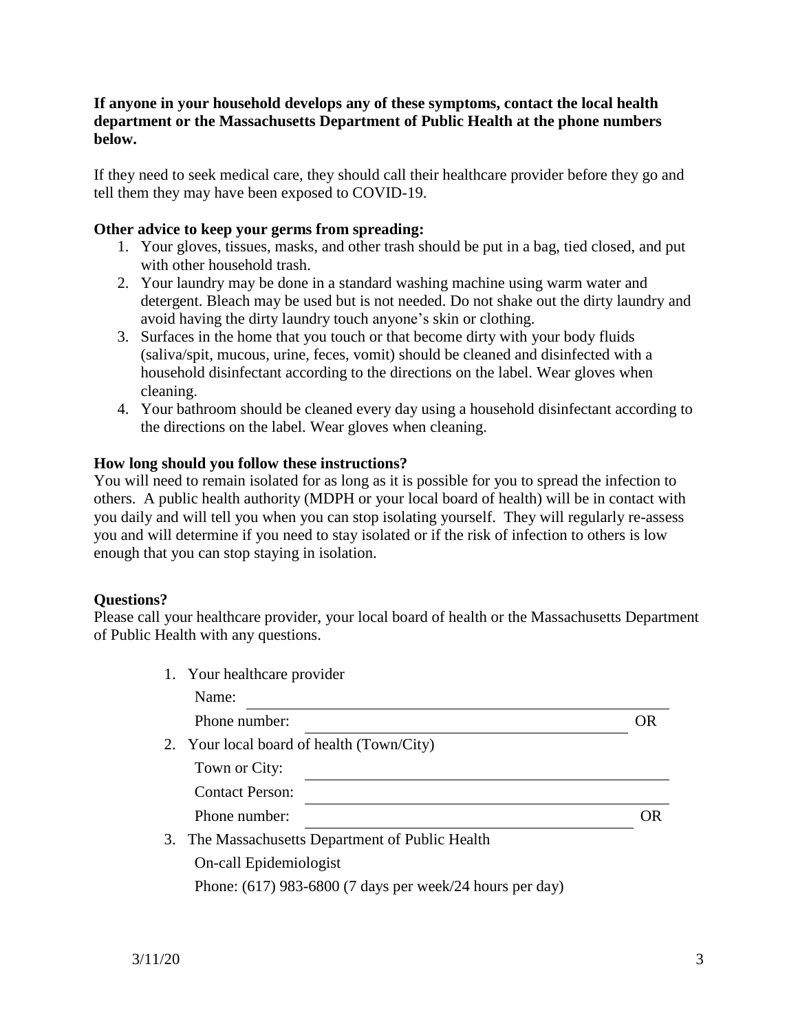**If anyone in your household develops any of these symptoms, contact the local health department or the Massachusetts Department of Public Health at the phone numbers below.**

If they need to seek medical care, they should call their healthcare provider before they go and tell them they may have been exposed to COVID-19.

**Other advice to keep your germs from spreading:**

1. Your gloves, tissues, masks, and other trash should be put in a bag, tied closed, and put with other household trash.
2. Your laundry may be done in a standard washing machine using warm water and detergent. Bleach may be used but is not needed. Do not shake out the dirty laundry and avoid having the dirty laundry touch anyone's skin or clothing.
3. Surfaces in the home that you touch or that become dirty with your body fluids (saliva/spit, mucous, urine, feces, vomit) should be cleaned and disinfected with a household disinfectant according to the directions on the label. Wear gloves when cleaning.
4. Your bathroom should be cleaned every day using a household disinfectant according to the directions on the label. Wear gloves when cleaning.

**How long should you follow these instructions?**

You will need to remain isolated for as long as it is possible for you to spread the infection to others. A public health authority (MDPH or your local board of health) will be in contact with you daily and will tell you when you can stop isolating yourself. They will regularly re-assess you and will determine if you need to stay isolated or if the risk of infection to others is low enough that you can stop staying in isolation.

**Questions?**

Please call your healthcare provider, your local board of health or the Massachusetts Department of Public Health with any questions.

1. Your healthcare provider

   Name: ______________________________

   Phone number: ______________________________ OR

2. Your local board of health (Town/City)

   Town or City: ______________________________

   Contact Person: ______________________________

   Phone number: ______________________________ OR

3. The Massachusetts Department of Public Health

   On-call Epidemiologist

   Phone: (617) 983-6800 (7 days per week/24 hours per day)

3/11/20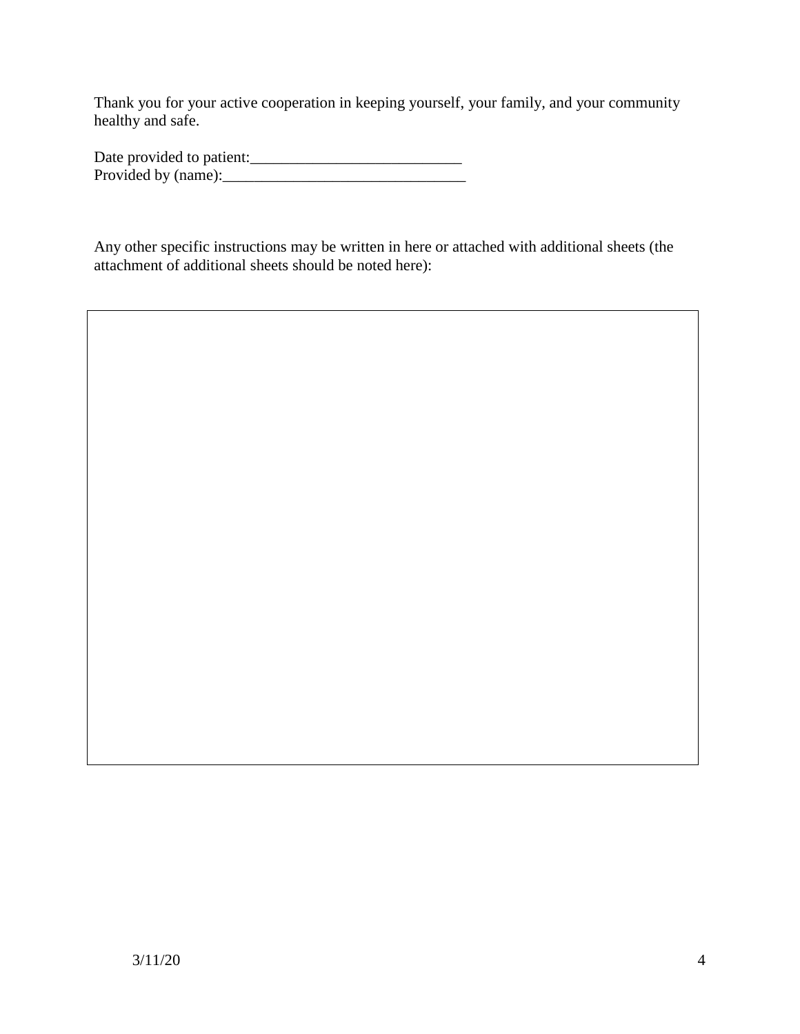Thank you for your active cooperation in keeping yourself, your family, and your community healthy and safe.

Date provided to patient:___________________________
Provided by (name):_______________________________

Any other specific instructions may be written in here or attached with additional sheets (the attachment of additional sheets should be noted here):

| |
|---|
| |